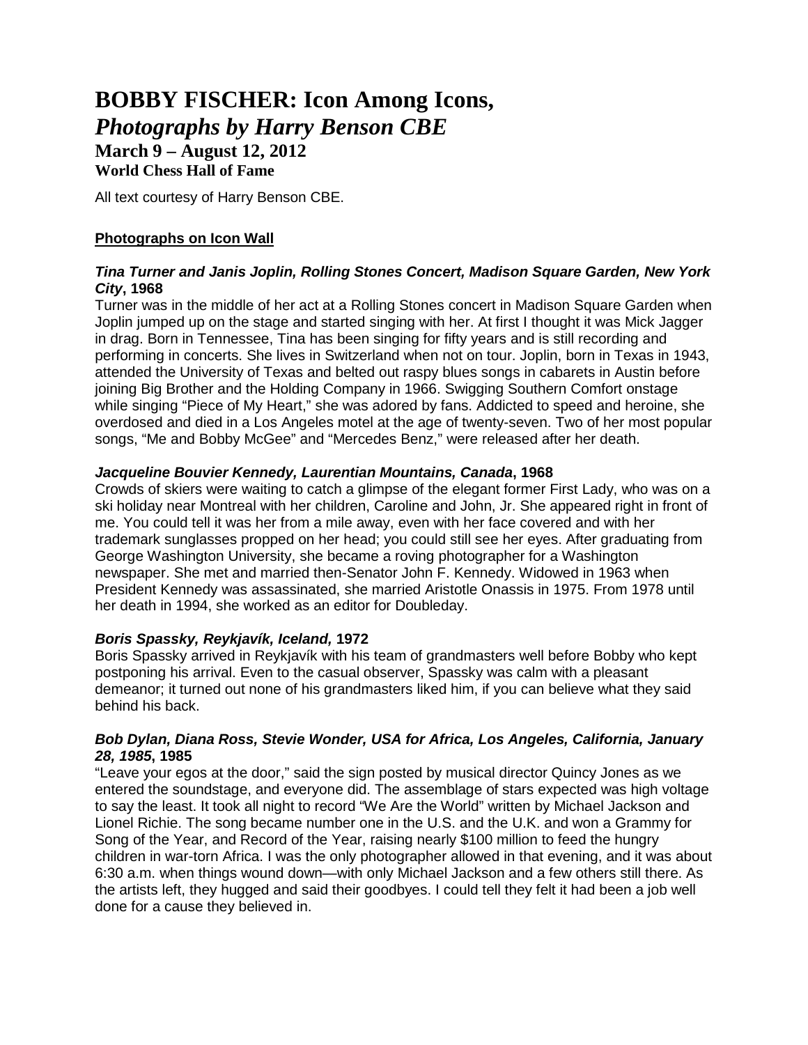# BOBBY FISCHER: Icon Among Icons, *Photographs by Harry Benson CBE*

### March 9 – August 12, 2012

#### World Chess Hall of Fame

All text courtesy of Harry Benson CBE.

**Photographs on Icon Wall**

***Tina Turner and Janis Joplin, Rolling Stones Concert, Madison Square Garden, New York City*, 1968**

Turner was in the middle of her act at a Rolling Stones concert in Madison Square Garden when Joplin jumped up on the stage and started singing with her. At first I thought it was Mick Jagger in drag. Born in Tennessee, Tina has been singing for fifty years and is still recording and performing in concerts. She lives in Switzerland when not on tour. Joplin, born in Texas in 1943, attended the University of Texas and belted out raspy blues songs in cabarets in Austin before joining Big Brother and the Holding Company in 1966. Swigging Southern Comfort onstage while singing "Piece of My Heart," she was adored by fans. Addicted to speed and heroine, she overdosed and died in a Los Angeles motel at the age of twenty-seven. Two of her most popular songs, "Me and Bobby McGee" and "Mercedes Benz," were released after her death.

***Jacqueline Bouvier Kennedy, Laurentian Mountains, Canada*, 1968**

Crowds of skiers were waiting to catch a glimpse of the elegant former First Lady, who was on a ski holiday near Montreal with her children, Caroline and John, Jr. She appeared right in front of me. You could tell it was her from a mile away, even with her face covered and with her trademark sunglasses propped on her head; you could still see her eyes. After graduating from George Washington University, she became a roving photographer for a Washington newspaper. She met and married then-Senator John F. Kennedy. Widowed in 1963 when President Kennedy was assassinated, she married Aristotle Onassis in 1975. From 1978 until her death in 1994, she worked as an editor for Doubleday.

***Boris Spassky, Reykjavík, Iceland,* 1972**

Boris Spassky arrived in Reykjavík with his team of grandmasters well before Bobby who kept postponing his arrival. Even to the casual observer, Spassky was calm with a pleasant demeanor; it turned out none of his grandmasters liked him, if you can believe what they said behind his back.

***Bob Dylan, Diana Ross, Stevie Wonder, USA for Africa, Los Angeles, California, January 28, 1985*, 1985**

"Leave your egos at the door," said the sign posted by musical director Quincy Jones as we entered the soundstage, and everyone did. The assemblage of stars expected was high voltage to say the least. It took all night to record "We Are the World" written by Michael Jackson and Lionel Richie. The song became number one in the U.S. and the U.K. and won a Grammy for Song of the Year, and Record of the Year, raising nearly $100 million to feed the hungry children in war-torn Africa. I was the only photographer allowed in that evening, and it was about 6:30 a.m. when things wound down—with only Michael Jackson and a few others still there. As the artists left, they hugged and said their goodbyes. I could tell they felt it had been a job well done for a cause they believed in.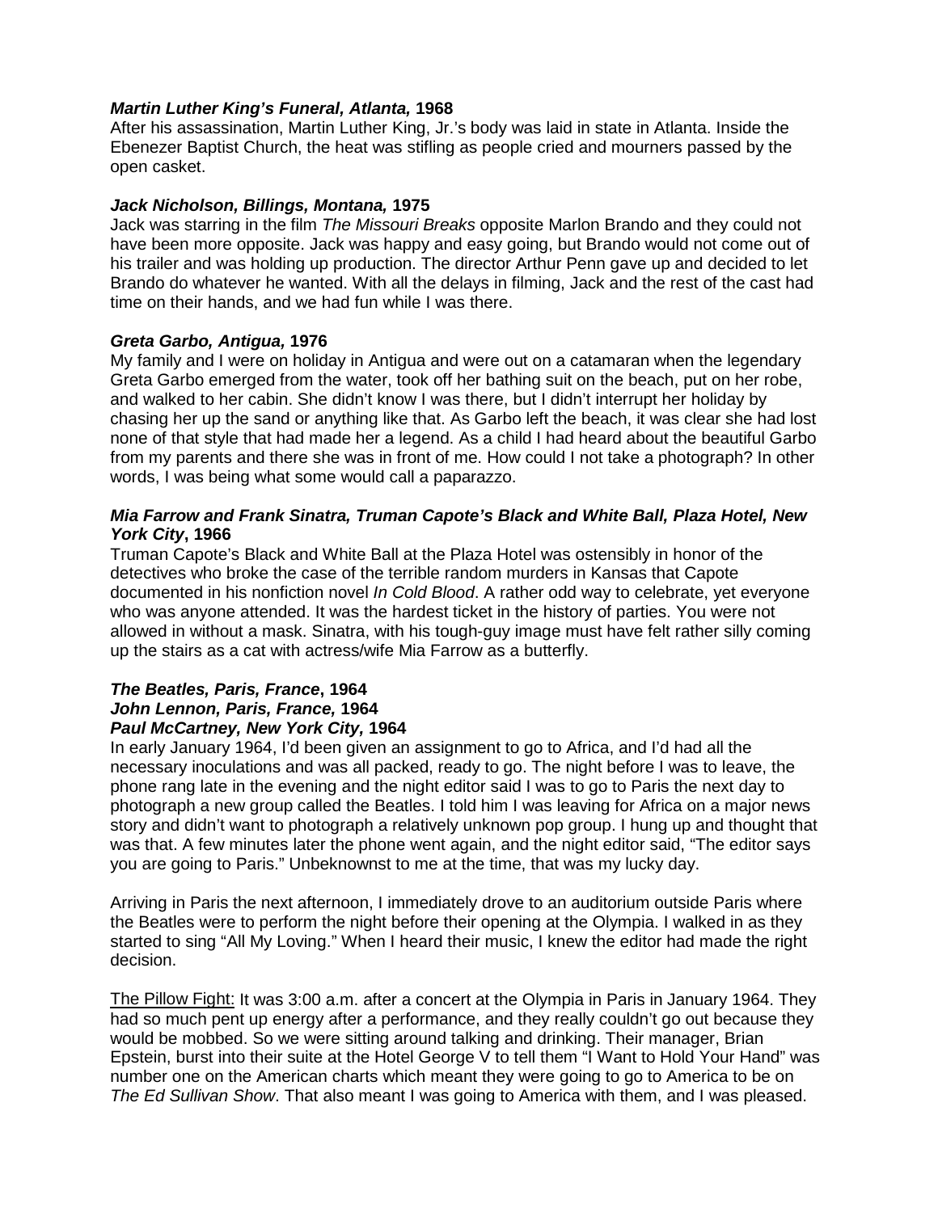***Martin Luther King's Funeral, Atlanta,* 1968**

After his assassination, Martin Luther King, Jr.'s body was laid in state in Atlanta. Inside the Ebenezer Baptist Church, the heat was stifling as people cried and mourners passed by the open casket.

***Jack Nicholson, Billings, Montana,* 1975**

Jack was starring in the film *The Missouri Breaks* opposite Marlon Brando and they could not have been more opposite. Jack was happy and easy going, but Brando would not come out of his trailer and was holding up production. The director Arthur Penn gave up and decided to let Brando do whatever he wanted. With all the delays in filming, Jack and the rest of the cast had time on their hands, and we had fun while I was there.

***Greta Garbo, Antigua,* 1976**

My family and I were on holiday in Antigua and were out on a catamaran when the legendary Greta Garbo emerged from the water, took off her bathing suit on the beach, put on her robe, and walked to her cabin. She didn't know I was there, but I didn't interrupt her holiday by chasing her up the sand or anything like that. As Garbo left the beach, it was clear she had lost none of that style that had made her a legend. As a child I had heard about the beautiful Garbo from my parents and there she was in front of me. How could I not take a photograph? In other words, I was being what some would call a paparazzo.

***Mia Farrow and Frank Sinatra, Truman Capote's Black and White Ball, Plaza Hotel, New York City*, 1966**

Truman Capote's Black and White Ball at the Plaza Hotel was ostensibly in honor of the detectives who broke the case of the terrible random murders in Kansas that Capote documented in his nonfiction novel *In Cold Blood*. A rather odd way to celebrate, yet everyone who was anyone attended. It was the hardest ticket in the history of parties. You were not allowed in without a mask. Sinatra, with his tough-guy image must have felt rather silly coming up the stairs as a cat with actress/wife Mia Farrow as a butterfly.

***The Beatles, Paris, France*, 1964**
***John Lennon, Paris, France,* 1964**
***Paul McCartney, New York City*, 1964**

In early January 1964, I'd been given an assignment to go to Africa, and I'd had all the necessary inoculations and was all packed, ready to go. The night before I was to leave, the phone rang late in the evening and the night editor said I was to go to Paris the next day to photograph a new group called the Beatles. I told him I was leaving for Africa on a major news story and didn't want to photograph a relatively unknown pop group. I hung up and thought that was that. A few minutes later the phone went again, and the night editor said, "The editor says you are going to Paris." Unbeknownst to me at the time, that was my lucky day.

Arriving in Paris the next afternoon, I immediately drove to an auditorium outside Paris where the Beatles were to perform the night before their opening at the Olympia. I walked in as they started to sing "All My Loving." When I heard their music, I knew the editor had made the right decision.

<u>The Pillow Fight:</u> It was 3:00 a.m. after a concert at the Olympia in Paris in January 1964. They had so much pent up energy after a performance, and they really couldn't go out because they would be mobbed. So we were sitting around talking and drinking. Their manager, Brian Epstein, burst into their suite at the Hotel George V to tell them "I Want to Hold Your Hand" was number one on the American charts which meant they were going to go to America to be on *The Ed Sullivan Show*. That also meant I was going to America with them, and I was pleased.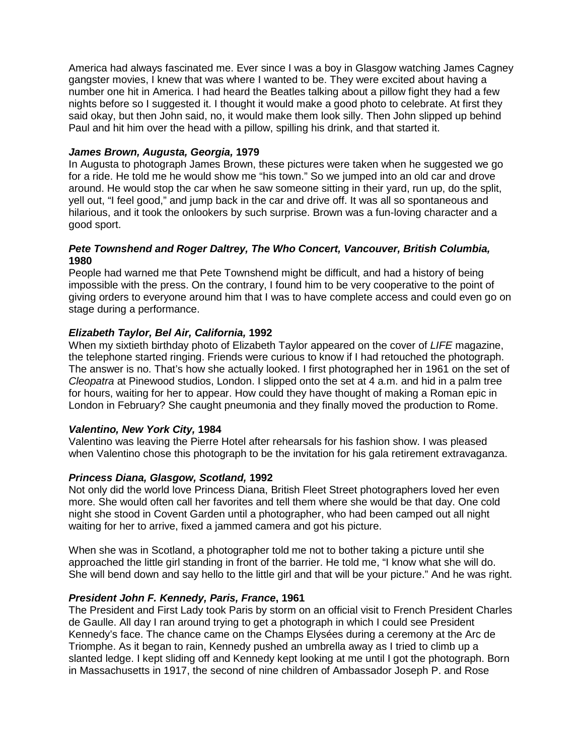America had always fascinated me. Ever since I was a boy in Glasgow watching James Cagney gangster movies, I knew that was where I wanted to be. They were excited about having a number one hit in America. I had heard the Beatles talking about a pillow fight they had a few nights before so I suggested it. I thought it would make a good photo to celebrate. At first they said okay, but then John said, no, it would make them look silly. Then John slipped up behind Paul and hit him over the head with a pillow, spilling his drink, and that started it.

***James Brown, Augusta, Georgia,* 1979**

In Augusta to photograph James Brown, these pictures were taken when he suggested we go for a ride. He told me he would show me "his town." So we jumped into an old car and drove around. He would stop the car when he saw someone sitting in their yard, run up, do the split, yell out, "I feel good," and jump back in the car and drive off. It was all so spontaneous and hilarious, and it took the onlookers by such surprise. Brown was a fun-loving character and a good sport.

***Pete Townshend and Roger Daltrey, The Who Concert, Vancouver, British Columbia,* 1980**

People had warned me that Pete Townshend might be difficult, and had a history of being impossible with the press. On the contrary, I found him to be very cooperative to the point of giving orders to everyone around him that I was to have complete access and could even go on stage during a performance.

***Elizabeth Taylor, Bel Air, California,* 1992**

When my sixtieth birthday photo of Elizabeth Taylor appeared on the cover of *LIFE* magazine, the telephone started ringing. Friends were curious to know if I had retouched the photograph. The answer is no. That's how she actually looked. I first photographed her in 1961 on the set of *Cleopatra* at Pinewood studios, London. I slipped onto the set at 4 a.m. and hid in a palm tree for hours, waiting for her to appear. How could they have thought of making a Roman epic in London in February? She caught pneumonia and they finally moved the production to Rome.

***Valentino, New York City,* 1984**

Valentino was leaving the Pierre Hotel after rehearsals for his fashion show. I was pleased when Valentino chose this photograph to be the invitation for his gala retirement extravaganza.

***Princess Diana, Glasgow, Scotland,* 1992**

Not only did the world love Princess Diana, British Fleet Street photographers loved her even more. She would often call her favorites and tell them where she would be that day. One cold night she stood in Covent Garden until a photographer, who had been camped out all night waiting for her to arrive, fixed a jammed camera and got his picture.

When she was in Scotland, a photographer told me not to bother taking a picture until she approached the little girl standing in front of the barrier. He told me, "I know what she will do. She will bend down and say hello to the little girl and that will be your picture." And he was right.

***President John F. Kennedy, Paris, France*, 1961**

The President and First Lady took Paris by storm on an official visit to French President Charles de Gaulle. All day I ran around trying to get a photograph in which I could see President Kennedy's face. The chance came on the Champs Elysées during a ceremony at the Arc de Triomphe. As it began to rain, Kennedy pushed an umbrella away as I tried to climb up a slanted ledge. I kept sliding off and Kennedy kept looking at me until I got the photograph. Born in Massachusetts in 1917, the second of nine children of Ambassador Joseph P. and Rose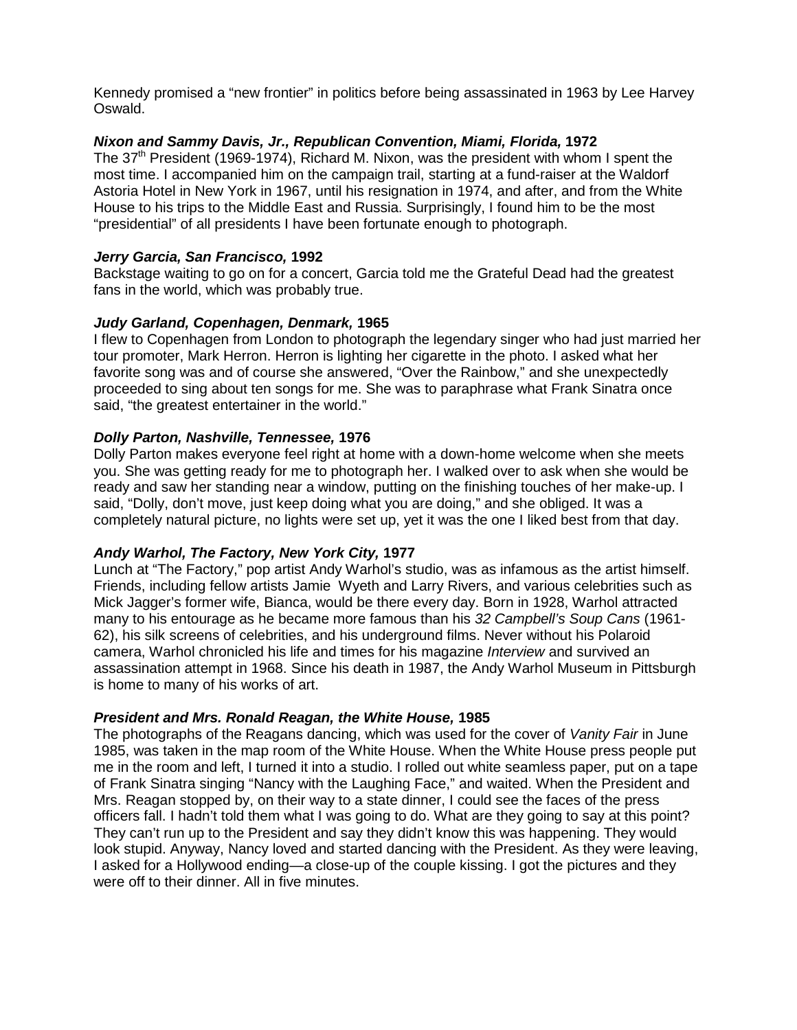Kennedy promised a "new frontier" in politics before being assassinated in 1963 by Lee Harvey Oswald.

***Nixon and Sammy Davis, Jr., Republican Convention, Miami, Florida,* 1972**
The 37th President (1969-1974), Richard M. Nixon, was the president with whom I spent the most time. I accompanied him on the campaign trail, starting at a fund-raiser at the Waldorf Astoria Hotel in New York in 1967, until his resignation in 1974, and after, and from the White House to his trips to the Middle East and Russia. Surprisingly, I found him to be the most "presidential" of all presidents I have been fortunate enough to photograph.

***Jerry Garcia, San Francisco,* 1992**
Backstage waiting to go on for a concert, Garcia told me the Grateful Dead had the greatest fans in the world, which was probably true.

***Judy Garland, Copenhagen, Denmark,* 1965**
I flew to Copenhagen from London to photograph the legendary singer who had just married her tour promoter, Mark Herron. Herron is lighting her cigarette in the photo. I asked what her favorite song was and of course she answered, "Over the Rainbow," and she unexpectedly proceeded to sing about ten songs for me. She was to paraphrase what Frank Sinatra once said, "the greatest entertainer in the world."

***Dolly Parton, Nashville, Tennessee,* 1976**
Dolly Parton makes everyone feel right at home with a down-home welcome when she meets you. She was getting ready for me to photograph her. I walked over to ask when she would be ready and saw her standing near a window, putting on the finishing touches of her make-up. I said, "Dolly, don't move, just keep doing what you are doing," and she obliged. It was a completely natural picture, no lights were set up, yet it was the one I liked best from that day.

***Andy Warhol, The Factory, New York City,* 1977**
Lunch at "The Factory," pop artist Andy Warhol's studio, was as infamous as the artist himself. Friends, including fellow artists Jamie Wyeth and Larry Rivers, and various celebrities such as Mick Jagger's former wife, Bianca, would be there every day. Born in 1928, Warhol attracted many to his entourage as he became more famous than his *32 Campbell's Soup Cans* (1961-62), his silk screens of celebrities, and his underground films. Never without his Polaroid camera, Warhol chronicled his life and times for his magazine *Interview* and survived an assassination attempt in 1968. Since his death in 1987, the Andy Warhol Museum in Pittsburgh is home to many of his works of art.

***President and Mrs. Ronald Reagan, the White House,* 1985**
The photographs of the Reagans dancing, which was used for the cover of *Vanity Fair* in June 1985, was taken in the map room of the White House. When the White House press people put me in the room and left, I turned it into a studio. I rolled out white seamless paper, put on a tape of Frank Sinatra singing "Nancy with the Laughing Face," and waited. When the President and Mrs. Reagan stopped by, on their way to a state dinner, I could see the faces of the press officers fall. I hadn't told them what I was going to do. What are they going to say at this point? They can't run up to the President and say they didn't know this was happening. They would look stupid. Anyway, Nancy loved and started dancing with the President. As they were leaving, I asked for a Hollywood ending—a close-up of the couple kissing. I got the pictures and they were off to their dinner. All in five minutes.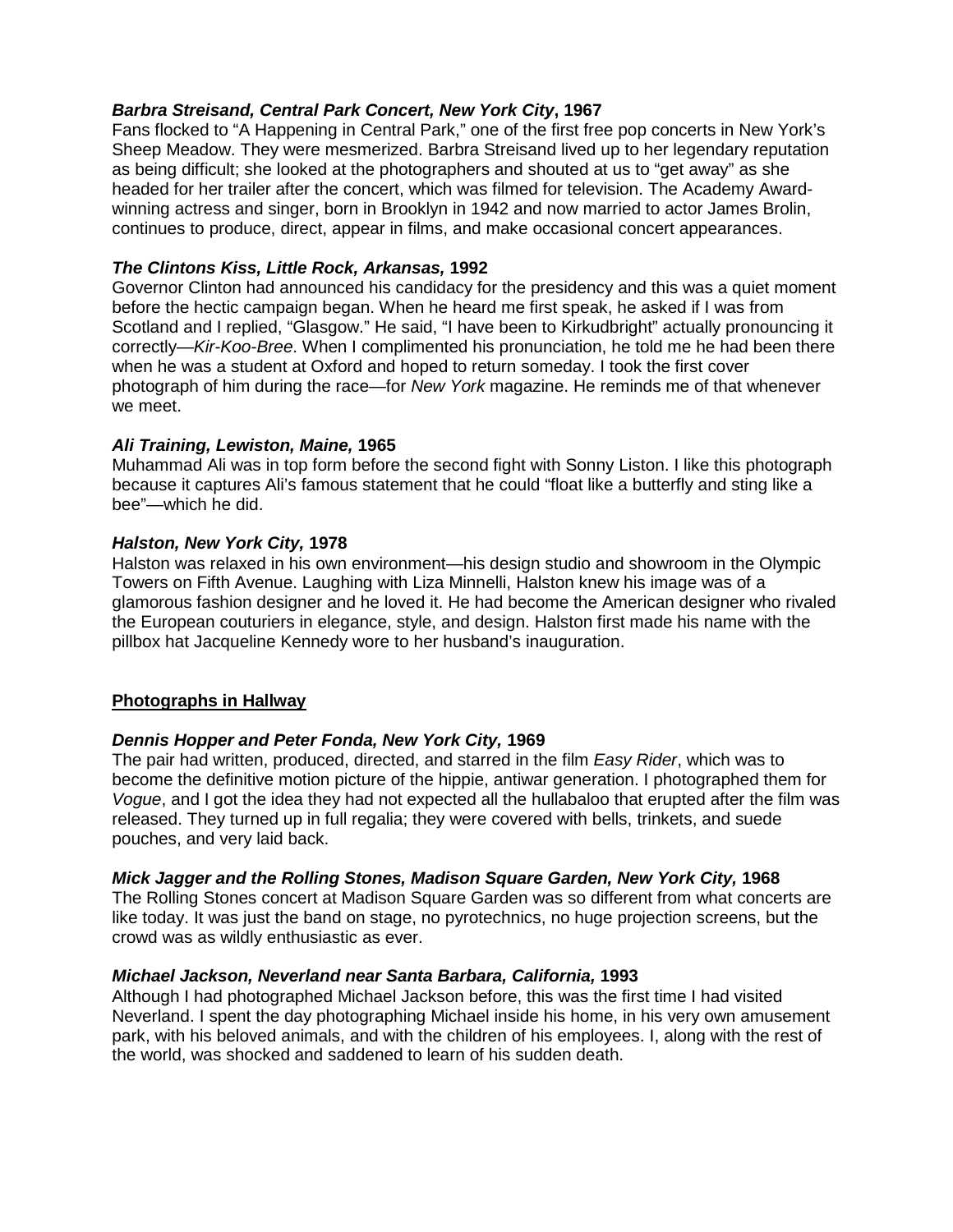***Barbra Streisand, Central Park Concert, New York City*, 1967**
Fans flocked to "A Happening in Central Park," one of the first free pop concerts in New York's Sheep Meadow. They were mesmerized. Barbra Streisand lived up to her legendary reputation as being difficult; she looked at the photographers and shouted at us to "get away" as she headed for her trailer after the concert, which was filmed for television. The Academy Award-winning actress and singer, born in Brooklyn in 1942 and now married to actor James Brolin, continues to produce, direct, appear in films, and make occasional concert appearances.

***The Clintons Kiss, Little Rock, Arkansas,* 1992**
Governor Clinton had announced his candidacy for the presidency and this was a quiet moment before the hectic campaign began. When he heard me first speak, he asked if I was from Scotland and I replied, "Glasgow." He said, "I have been to Kirkudbright" actually pronouncing it correctly—*Kir-Koo-Bree*. When I complimented his pronunciation, he told me he had been there when he was a student at Oxford and hoped to return someday. I took the first cover photograph of him during the race—for *New York* magazine. He reminds me of that whenever we meet.

***Ali Training, Lewiston, Maine,* 1965**
Muhammad Ali was in top form before the second fight with Sonny Liston. I like this photograph because it captures Ali's famous statement that he could "float like a butterfly and sting like a bee"—which he did.

***Halston, New York City,* 1978**
Halston was relaxed in his own environment—his design studio and showroom in the Olympic Towers on Fifth Avenue. Laughing with Liza Minnelli, Halston knew his image was of a glamorous fashion designer and he loved it. He had become the American designer who rivaled the European couturiers in elegance, style, and design. Halston first made his name with the pillbox hat Jacqueline Kennedy wore to her husband's inauguration.

## Photographs in Hallway

***Dennis Hopper and Peter Fonda, New York City,* 1969**
The pair had written, produced, directed, and starred in the film *Easy Rider*, which was to become the definitive motion picture of the hippie, antiwar generation. I photographed them for *Vogue*, and I got the idea they had not expected all the hullabaloo that erupted after the film was released. They turned up in full regalia; they were covered with bells, trinkets, and suede pouches, and very laid back.

***Mick Jagger and the Rolling Stones, Madison Square Garden, New York City,* 1968**
The Rolling Stones concert at Madison Square Garden was so different from what concerts are like today. It was just the band on stage, no pyrotechnics, no huge projection screens, but the crowd was as wildly enthusiastic as ever.

***Michael Jackson, Neverland near Santa Barbara, California,* 1993**
Although I had photographed Michael Jackson before, this was the first time I had visited Neverland. I spent the day photographing Michael inside his home, in his very own amusement park, with his beloved animals, and with the children of his employees. I, along with the rest of the world, was shocked and saddened to learn of his sudden death.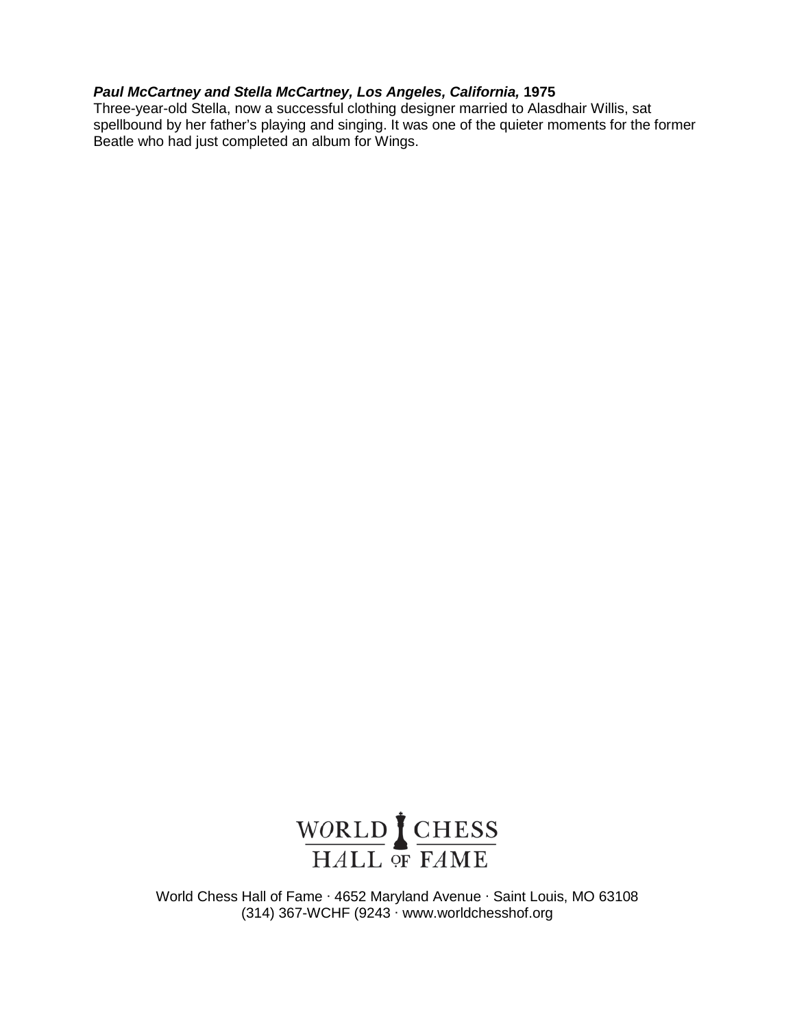***Paul McCartney and Stella McCartney, Los Angeles, California,* 1975**

Three-year-old Stella, now a successful clothing designer married to Alasdhair Willis, sat spellbound by her father's playing and singing. It was one of the quieter moments for the former Beatle who had just completed an album for Wings.